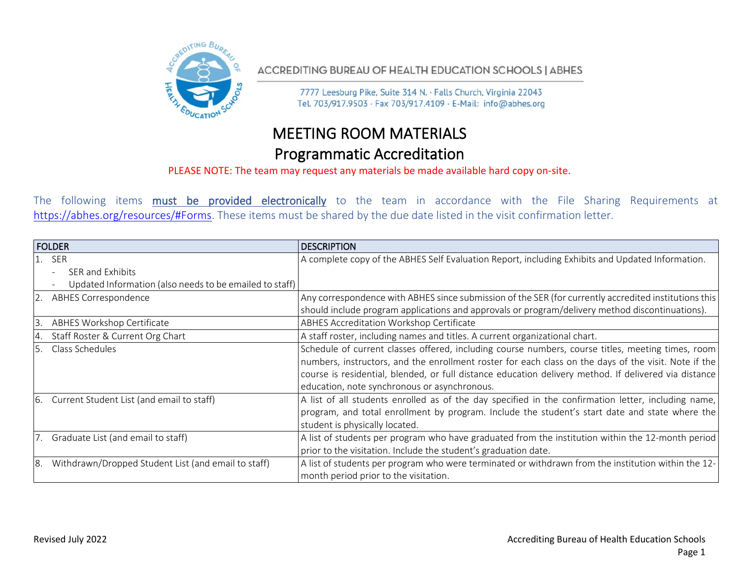ACCREDITING BUREAU OF HEALTH EDUCATION SCHOOLS | ABHES

7777 Leesburg Pike, Suite 314 N. · Falls Church, Virginia 22043
Tel. 703/917.9503 · Fax 703/917.4109 · E-Mail: info@abhes.org

# MEETING ROOM MATERIALS

## Programmatic Accreditation

PLEASE NOTE: The team may request any materials be made available hard copy on-site.

The following items **must be provided electronically** to the team in accordance with the File Sharing Requirements at https://abhes.org/resources/#Forms. These items must be shared by the due date listed in the visit confirmation letter.

| FOLDER | DESCRIPTION |
|---|---|
| 1. SER<br>- SER and Exhibits<br>- Updated Information (also needs to be emailed to staff) | A complete copy of the ABHES Self Evaluation Report, including Exhibits and Updated Information. |
| 2. ABHES Correspondence | Any correspondence with ABHES since submission of the SER (for currently accredited institutions this should include program applications and approvals or program/delivery method discontinuations). |
| 3. ABHES Workshop Certificate | ABHES Accreditation Workshop Certificate |
| 4. Staff Roster & Current Org Chart | A staff roster, including names and titles. A current organizational chart. |
| 5. Class Schedules | Schedule of current classes offered, including course numbers, course titles, meeting times, room numbers, instructors, and the enrollment roster for each class on the days of the visit. Note if the course is residential, blended, or full distance education delivery method. If delivered via distance education, note synchronous or asynchronous. |
| 6. Current Student List (and email to staff) | A list of all students enrolled as of the day specified in the confirmation letter, including name, program, and total enrollment by program. Include the student's start date and state where the student is physically located. |
| 7. Graduate List (and email to staff) | A list of students per program who have graduated from the institution within the 12-month period prior to the visitation. Include the student's graduation date. |
| 8. Withdrawn/Dropped Student List (and email to staff) | A list of students per program who were terminated or withdrawn from the institution within the 12-month period prior to the visitation. |

Revised July 2022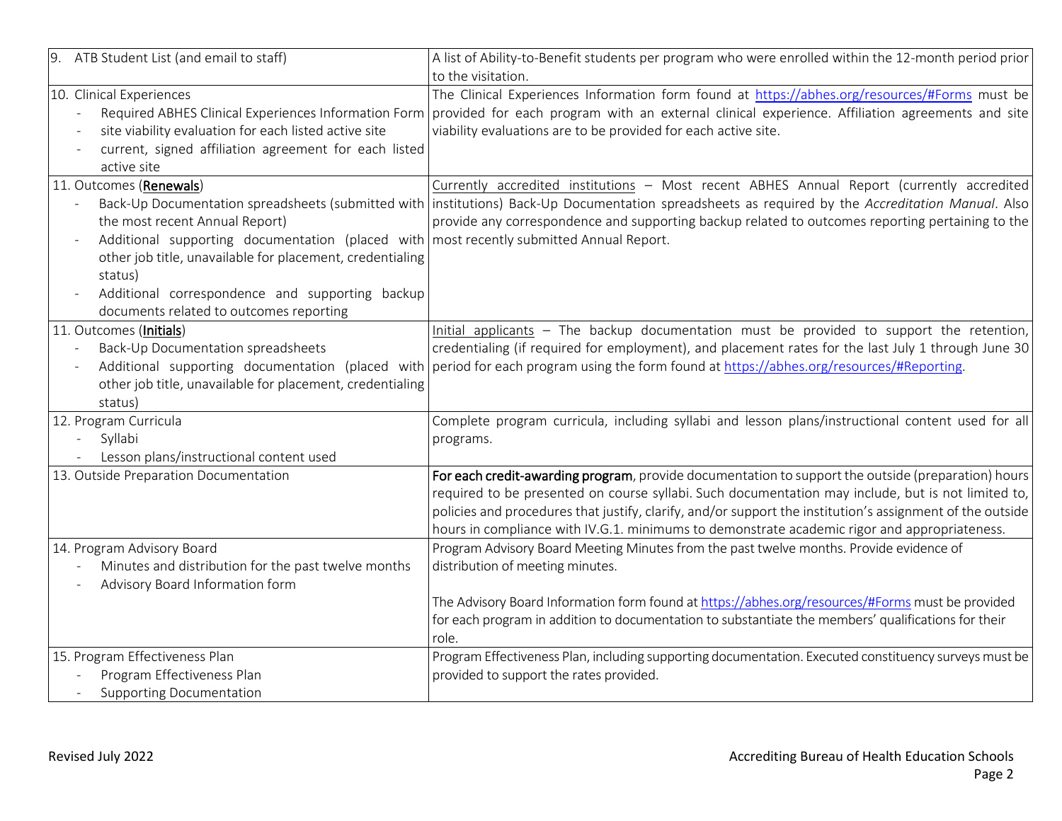| | |
|---|---|
| 9. ATB Student List (and email to staff) | A list of Ability-to-Benefit students per program who were enrolled within the 12-month period prior to the visitation. |
| 10. Clinical Experiences<br>- Required ABHES Clinical Experiences Information Form<br>- site viability evaluation for each listed active site<br>- current, signed affiliation agreement for each listed active site | The Clinical Experiences Information form found at https://abhes.org/resources/#Forms must be provided for each program with an external clinical experience. Affiliation agreements and site viability evaluations are to be provided for each active site. |
| 11. Outcomes (**Renewals**)<br>- Back-Up Documentation spreadsheets (submitted with the most recent Annual Report)<br>- Additional supporting documentation (placed with other job title, unavailable for placement, credentialing status)<br>- Additional correspondence and supporting backup documents related to outcomes reporting | Currently accredited institutions – Most recent ABHES Annual Report (currently accredited institutions) Back-Up Documentation spreadsheets as required by the *Accreditation Manual*. Also provide any correspondence and supporting backup related to outcomes reporting pertaining to the most recently submitted Annual Report. |
| 11. Outcomes (**Initials**)<br>- Back-Up Documentation spreadsheets<br>- Additional supporting documentation (placed with other job title, unavailable for placement, credentialing status) | Initial applicants – The backup documentation must be provided to support the retention, credentialing (if required for employment), and placement rates for the last July 1 through June 30 period for each program using the form found at https://abhes.org/resources/#Reporting. |
| 12. Program Curricula<br>- Syllabi<br>- Lesson plans/instructional content used | Complete program curricula, including syllabi and lesson plans/instructional content used for all programs. |
| 13. Outside Preparation Documentation | **For each credit-awarding program**, provide documentation to support the outside (preparation) hours required to be presented on course syllabi. Such documentation may include, but is not limited to, policies and procedures that justify, clarify, and/or support the institution's assignment of the outside hours in compliance with IV.G.1. minimums to demonstrate academic rigor and appropriateness. |
| 14. Program Advisory Board<br>- Minutes and distribution for the past twelve months<br>- Advisory Board Information form | Program Advisory Board Meeting Minutes from the past twelve months. Provide evidence of distribution of meeting minutes.<br><br>The Advisory Board Information form found at https://abhes.org/resources/#Forms must be provided for each program in addition to documentation to substantiate the members' qualifications for their role. |
| 15. Program Effectiveness Plan<br>- Program Effectiveness Plan<br>- Supporting Documentation | Program Effectiveness Plan, including supporting documentation. Executed constituency surveys must be provided to support the rates provided. |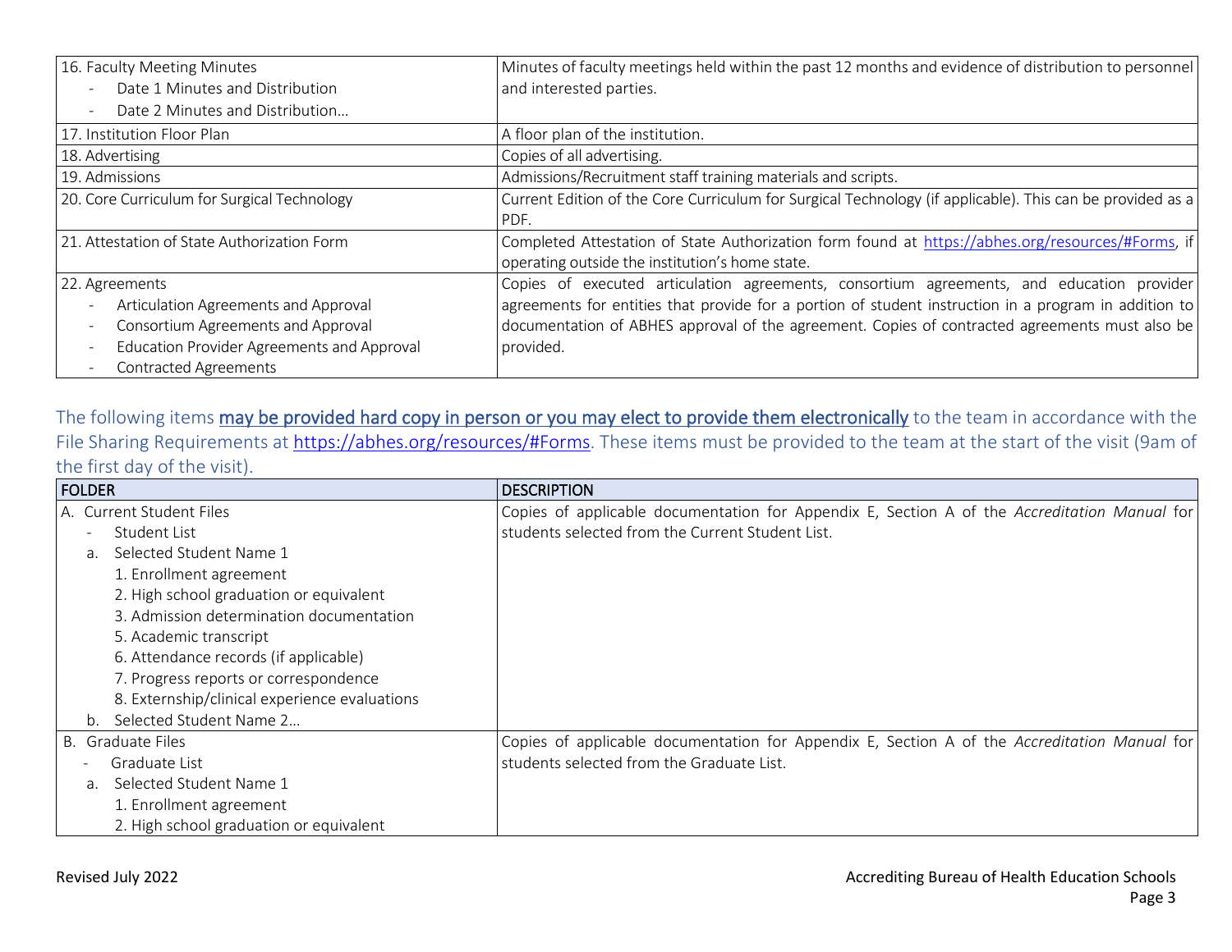| 16. Faculty Meeting Minutes<br>- Date 1 Minutes and Distribution<br>- Date 2 Minutes and Distribution… | Minutes of faculty meetings held within the past 12 months and evidence of distribution to personnel and interested parties. |
|---|---|
| 17. Institution Floor Plan | A floor plan of the institution. |
| 18. Advertising | Copies of all advertising. |
| 19. Admissions | Admissions/Recruitment staff training materials and scripts. |
| 20. Core Curriculum for Surgical Technology | Current Edition of the Core Curriculum for Surgical Technology (if applicable). This can be provided as a PDF. |
| 21. Attestation of State Authorization Form | Completed Attestation of State Authorization form found at https://abhes.org/resources/#Forms, if operating outside the institution's home state. |
| 22. Agreements<br>- Articulation Agreements and Approval<br>- Consortium Agreements and Approval<br>- Education Provider Agreements and Approval<br>- Contracted Agreements | Copies of executed articulation agreements, consortium agreements, and education provider agreements for entities that provide for a portion of student instruction in a program in addition to documentation of ABHES approval of the agreement. Copies of contracted agreements must also be provided. |

The following items **may be provided hard copy in person or you may elect to provide them electronically** to the team in accordance with the File Sharing Requirements at https://abhes.org/resources/#Forms. These items must be provided to the team at the start of the visit (9am of the first day of the visit).

| FOLDER | DESCRIPTION |
|---|---|
| A. Current Student Files<br>- Student List<br>a. Selected Student Name 1<br>1. Enrollment agreement<br>2. High school graduation or equivalent<br>3. Admission determination documentation<br>5. Academic transcript<br>6. Attendance records (if applicable)<br>7. Progress reports or correspondence<br>8. Externship/clinical experience evaluations<br>b. Selected Student Name 2… | Copies of applicable documentation for Appendix E, Section A of the *Accreditation Manual* for students selected from the Current Student List. |
| B. Graduate Files<br>- Graduate List<br>a. Selected Student Name 1<br>1. Enrollment agreement<br>2. High school graduation or equivalent | Copies of applicable documentation for Appendix E, Section A of the *Accreditation Manual* for students selected from the Graduate List. |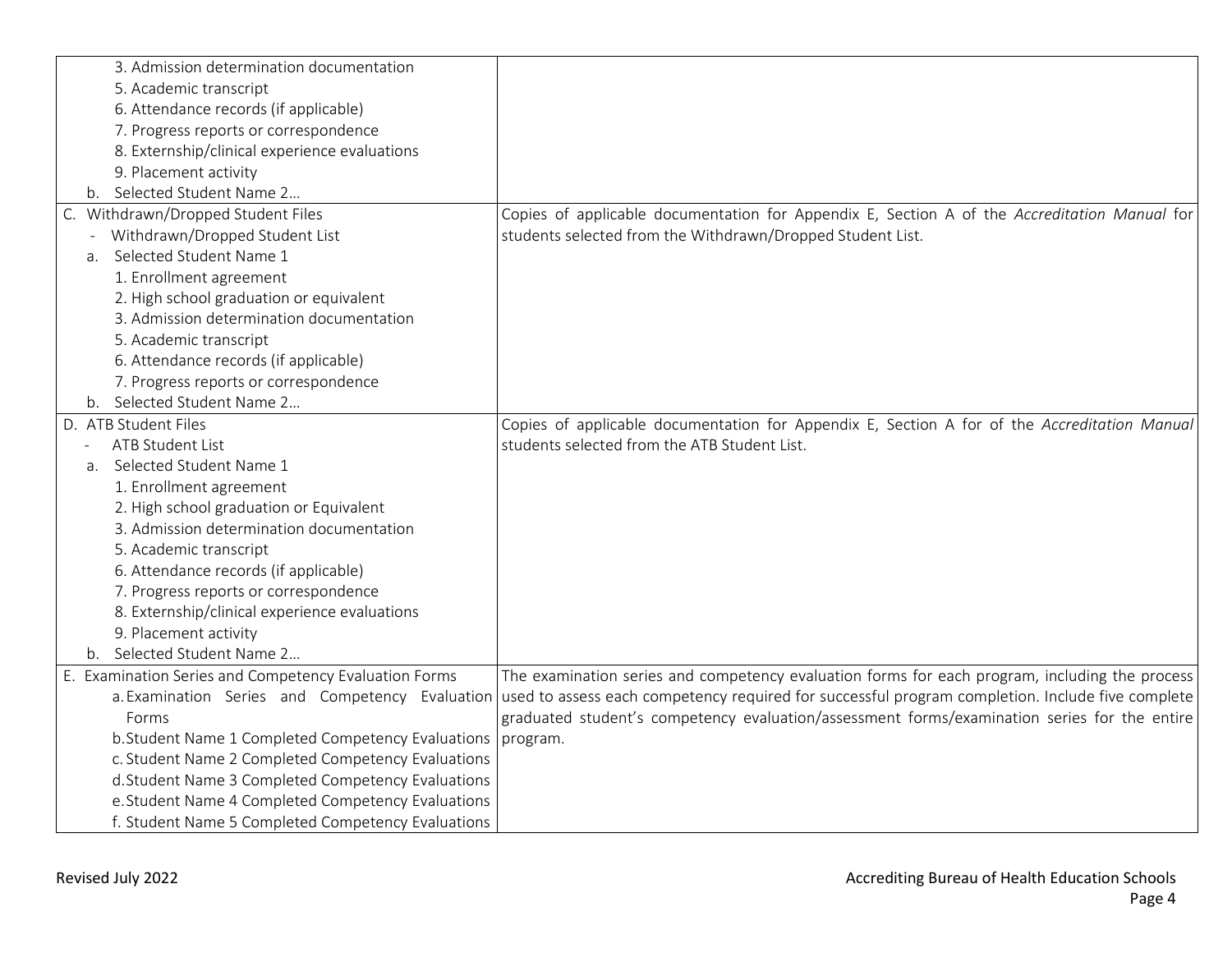| | |
|---|---|
| 3. Admission determination documentation<br>5. Academic transcript<br>6. Attendance records (if applicable)<br>7. Progress reports or correspondence<br>8. Externship/clinical experience evaluations<br>9. Placement activity<br>b. Selected Student Name 2… | |
| C. Withdrawn/Dropped Student Files<br>- Withdrawn/Dropped Student List<br>a. Selected Student Name 1<br>1. Enrollment agreement<br>2. High school graduation or equivalent<br>3. Admission determination documentation<br>5. Academic transcript<br>6. Attendance records (if applicable)<br>7. Progress reports or correspondence<br>b. Selected Student Name 2… | Copies of applicable documentation for Appendix E, Section A of the *Accreditation Manual* for students selected from the Withdrawn/Dropped Student List. |
| D. ATB Student Files<br>- ATB Student List<br>a. Selected Student Name 1<br>1. Enrollment agreement<br>2. High school graduation or Equivalent<br>3. Admission determination documentation<br>5. Academic transcript<br>6. Attendance records (if applicable)<br>7. Progress reports or correspondence<br>8. Externship/clinical experience evaluations<br>9. Placement activity<br>b. Selected Student Name 2… | Copies of applicable documentation for Appendix E, Section A for of the *Accreditation Manual* students selected from the ATB Student List. |
| E. Examination Series and Competency Evaluation Forms<br>a. Examination Series and Competency Evaluation Forms<br>b. Student Name 1 Completed Competency Evaluations<br>c. Student Name 2 Completed Competency Evaluations<br>d. Student Name 3 Completed Competency Evaluations<br>e. Student Name 4 Completed Competency Evaluations<br>f. Student Name 5 Completed Competency Evaluations | The examination series and competency evaluation forms for each program, including the process used to assess each competency required for successful program completion. Include five complete graduated student's competency evaluation/assessment forms/examination series for the entire program. |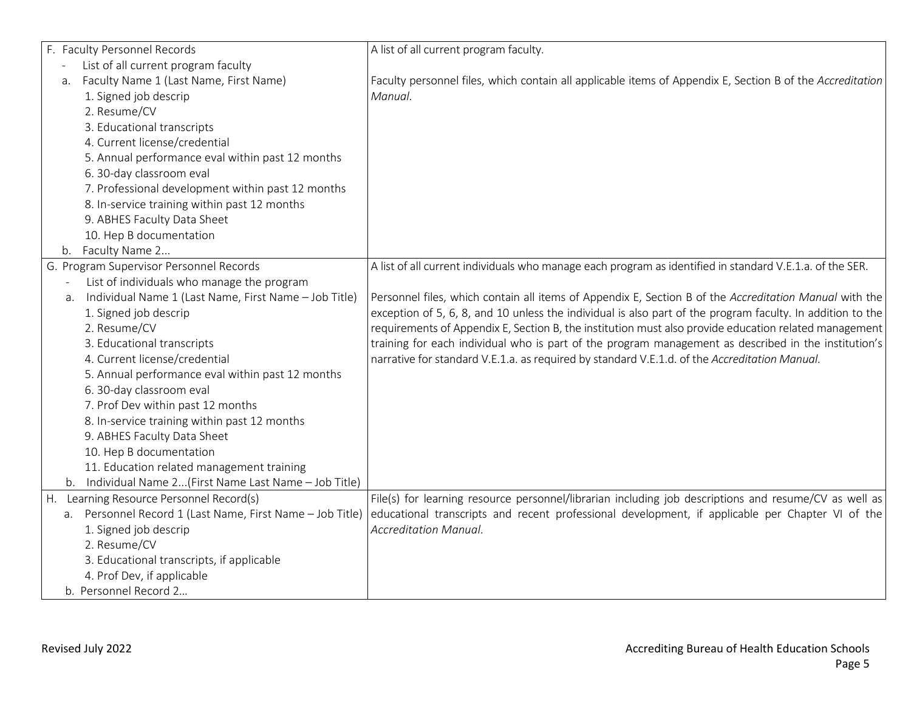| | |
|---|---|
| F. Faculty Personnel Records<br>- List of all current program faculty<br>a. Faculty Name 1 (Last Name, First Name)<br>1. Signed job descrip<br>2. Resume/CV<br>3. Educational transcripts<br>4. Current license/credential<br>5. Annual performance eval within past 12 months<br>6. 30-day classroom eval<br>7. Professional development within past 12 months<br>8. In-service training within past 12 months<br>9. ABHES Faculty Data Sheet<br>10. Hep B documentation<br>b. Faculty Name 2... | A list of all current program faculty.<br><br>Faculty personnel files, which contain all applicable items of Appendix E, Section B of the *Accreditation Manual*. |
| G. Program Supervisor Personnel Records<br>- List of individuals who manage the program<br>a. Individual Name 1 (Last Name, First Name – Job Title)<br>1. Signed job descrip<br>2. Resume/CV<br>3. Educational transcripts<br>4. Current license/credential<br>5. Annual performance eval within past 12 months<br>6. 30-day classroom eval<br>7. Prof Dev within past 12 months<br>8. In-service training within past 12 months<br>9. ABHES Faculty Data Sheet<br>10. Hep B documentation<br>11. Education related management training<br>b. Individual Name 2...(First Name Last Name – Job Title) | A list of all current individuals who manage each program as identified in standard V.E.1.a. of the SER.<br><br>Personnel files, which contain all items of Appendix E, Section B of the *Accreditation Manual* with the exception of 5, 6, 8, and 10 unless the individual is also part of the program faculty. In addition to the requirements of Appendix E, Section B, the institution must also provide education related management training for each individual who is part of the program management as described in the institution's narrative for standard V.E.1.a. as required by standard V.E.1.d. of the *Accreditation Manual*. |
| H. Learning Resource Personnel Record(s)<br>a. Personnel Record 1 (Last Name, First Name – Job Title)<br>1. Signed job descrip<br>2. Resume/CV<br>3. Educational transcripts, if applicable<br>4. Prof Dev, if applicable<br>b. Personnel Record 2… | File(s) for learning resource personnel/librarian including job descriptions and resume/CV as well as educational transcripts and recent professional development, if applicable per Chapter VI of the *Accreditation Manual*. |

Revised July 2022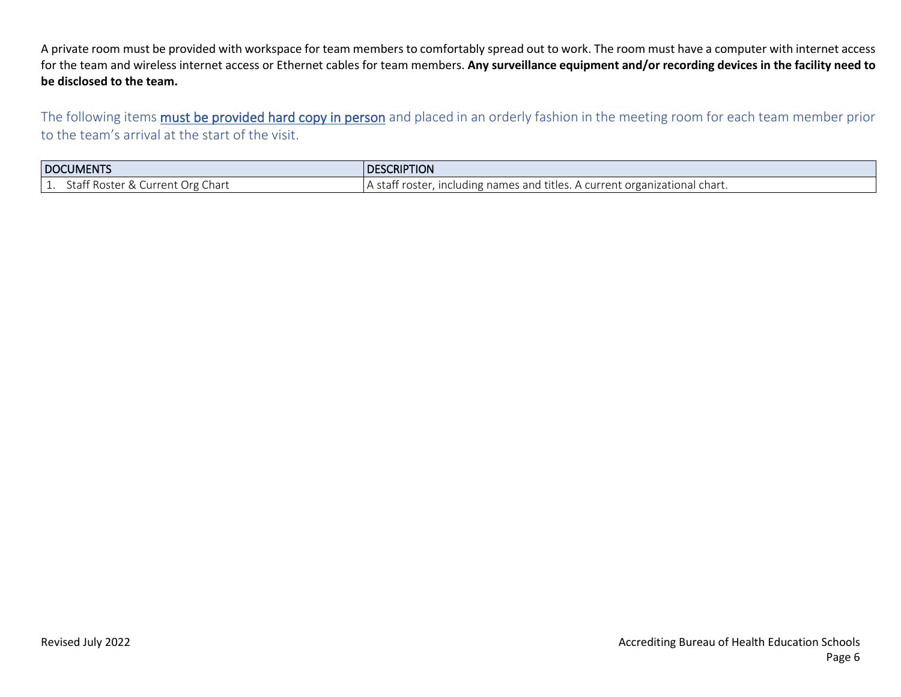A private room must be provided with workspace for team members to comfortably spread out to work. The room must have a computer with internet access for the team and wireless internet access or Ethernet cables for team members. **Any surveillance equipment and/or recording devices in the facility need to be disclosed to the team.**

The following items **must be provided hard copy in person** and placed in an orderly fashion in the meeting room for each team member prior to the team's arrival at the start of the visit.

| DOCUMENTS | DESCRIPTION |
|---|---|
| 1. Staff Roster & Current Org Chart | A staff roster, including names and titles. A current organizational chart. |